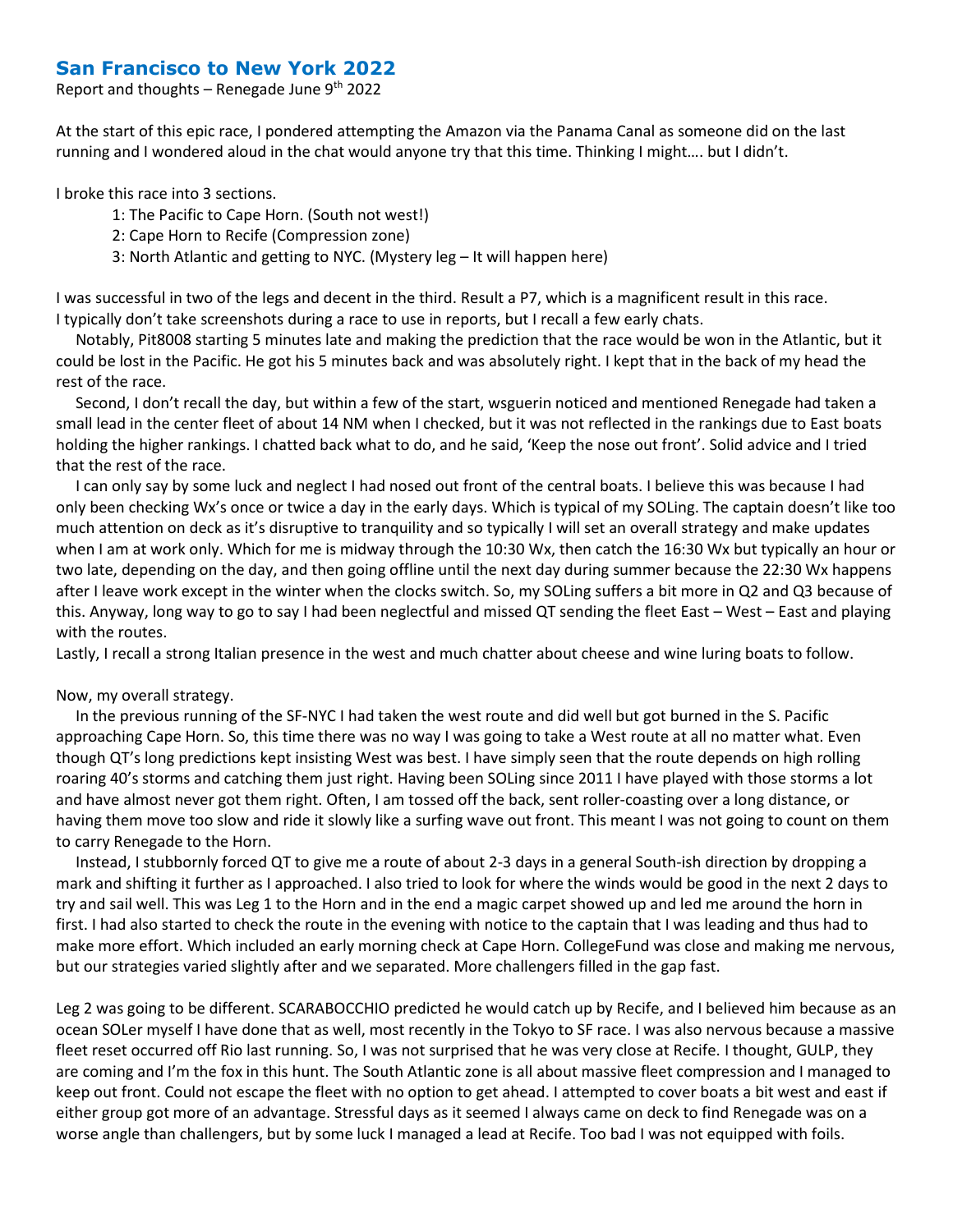# San Francisco to New York 2022

Report and thoughts – Renegade June 9th 2022

At the start of this epic race, I pondered attempting the Amazon via the Panama Canal as someone did on the last running and I wondered aloud in the chat would anyone try that this time. Thinking I might…. but I didn't.

I broke this race into 3 sections.

1: The Pacific to Cape Horn. (South not west!)
2: Cape Horn to Recife (Compression zone)
3: North Atlantic and getting to NYC. (Mystery leg – It will happen here)

I was successful in two of the legs and decent in the third. Result a P7, which is a magnificent result in this race. I typically don't take screenshots during a race to use in reports, but I recall a few early chats.

Notably, Pit8008 starting 5 minutes late and making the prediction that the race would be won in the Atlantic, but it could be lost in the Pacific. He got his 5 minutes back and was absolutely right. I kept that in the back of my head the rest of the race.

Second, I don't recall the day, but within a few of the start, wsguerin noticed and mentioned Renegade had taken a small lead in the center fleet of about 14 NM when I checked, but it was not reflected in the rankings due to East boats holding the higher rankings. I chatted back what to do, and he said, 'Keep the nose out front'. Solid advice and I tried that the rest of the race.

I can only say by some luck and neglect I had nosed out front of the central boats. I believe this was because I had only been checking Wx's once or twice a day in the early days. Which is typical of my SOLing. The captain doesn't like too much attention on deck as it's disruptive to tranquility and so typically I will set an overall strategy and make updates when I am at work only. Which for me is midway through the 10:30 Wx, then catch the 16:30 Wx but typically an hour or two late, depending on the day, and then going offline until the next day during summer because the 22:30 Wx happens after I leave work except in the winter when the clocks switch. So, my SOLing suffers a bit more in Q2 and Q3 because of this. Anyway, long way to go to say I had been neglectful and missed QT sending the fleet East – West – East and playing with the routes.

Lastly, I recall a strong Italian presence in the west and much chatter about cheese and wine luring boats to follow.

Now, my overall strategy.

In the previous running of the SF-NYC I had taken the west route and did well but got burned in the S. Pacific approaching Cape Horn. So, this time there was no way I was going to take a West route at all no matter what. Even though QT's long predictions kept insisting West was best. I have simply seen that the route depends on high rolling roaring 40's storms and catching them just right. Having been SOLing since 2011 I have played with those storms a lot and have almost never got them right. Often, I am tossed off the back, sent roller-coasting over a long distance, or having them move too slow and ride it slowly like a surfing wave out front. This meant I was not going to count on them to carry Renegade to the Horn.

Instead, I stubbornly forced QT to give me a route of about 2-3 days in a general South-ish direction by dropping a mark and shifting it further as I approached. I also tried to look for where the winds would be good in the next 2 days to try and sail well. This was Leg 1 to the Horn and in the end a magic carpet showed up and led me around the horn in first. I had also started to check the route in the evening with notice to the captain that I was leading and thus had to make more effort. Which included an early morning check at Cape Horn. CollegeFund was close and making me nervous, but our strategies varied slightly after and we separated. More challengers filled in the gap fast.

Leg 2 was going to be different. SCARABOCCHIO predicted he would catch up by Recife, and I believed him because as an ocean SOLer myself I have done that as well, most recently in the Tokyo to SF race. I was also nervous because a massive fleet reset occurred off Rio last running. So, I was not surprised that he was very close at Recife. I thought, GULP, they are coming and I'm the fox in this hunt. The South Atlantic zone is all about massive fleet compression and I managed to keep out front. Could not escape the fleet with no option to get ahead. I attempted to cover boats a bit west and east if either group got more of an advantage. Stressful days as it seemed I always came on deck to find Renegade was on a worse angle than challengers, but by some luck I managed a lead at Recife. Too bad I was not equipped with foils.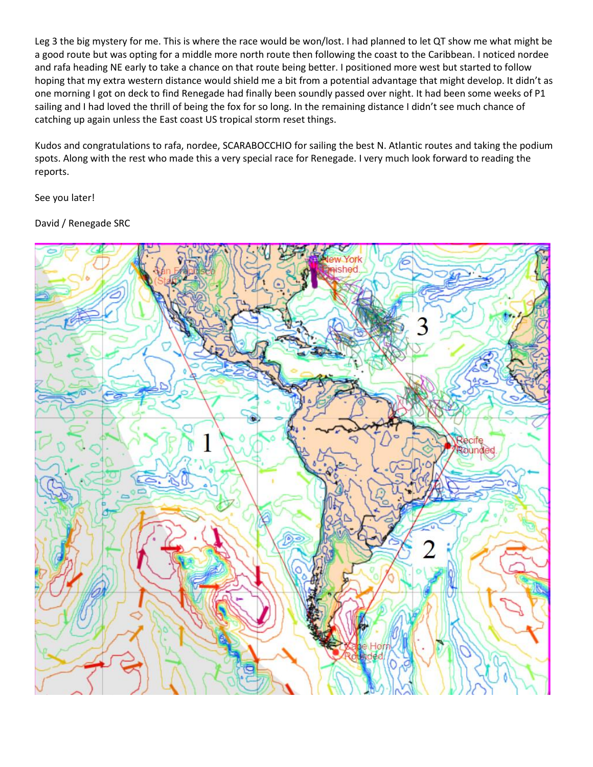Leg 3 the big mystery for me. This is where the race would be won/lost. I had planned to let QT show me what might be a good route but was opting for a middle more north route then following the coast to the Caribbean. I noticed nordee and rafa heading NE early to take a chance on that route being better. I positioned more west but started to follow hoping that my extra western distance would shield me a bit from a potential advantage that might develop. It didn't as one morning I got on deck to find Renegade had finally been soundly passed over night. It had been some weeks of P1 sailing and I had loved the thrill of being the fox for so long. In the remaining distance I didn't see much chance of catching up again unless the East coast US tropical storm reset things.

Kudos and congratulations to rafa, nordee, SCARABOCCHIO for sailing the best N. Atlantic routes and taking the podium spots. Along with the rest who made this a very special race for Renegade. I very much look forward to reading the reports.

See you later!

David / Renegade SRC

San Francisco (Start)

New York Finished

Recife Rounded

Cape Horn Rounded

1

2

3